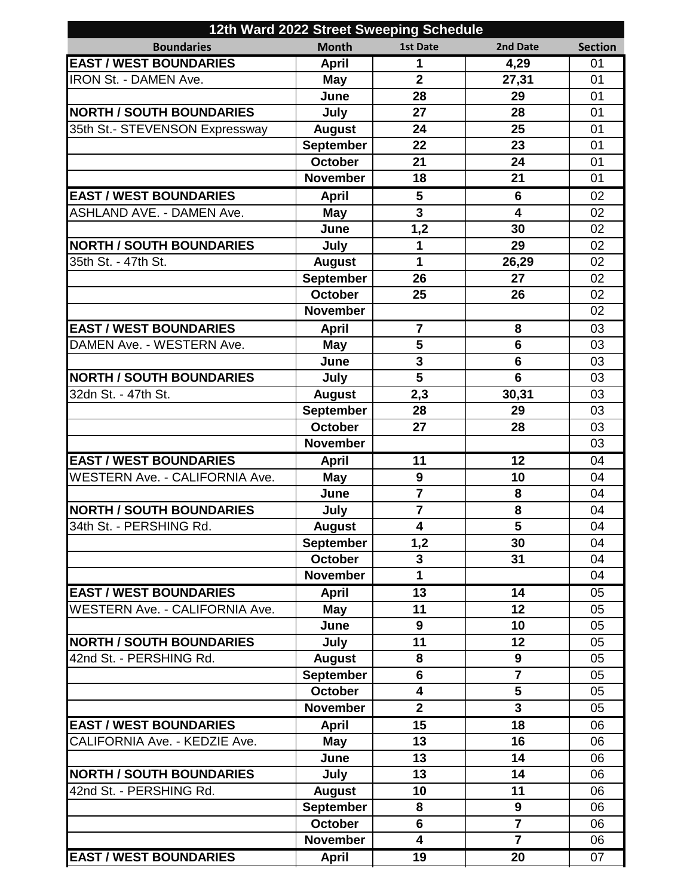| 12th Ward 2022 Street Sweeping Schedule | | | | |
|---|---|---|---|---|
| **Boundaries** | **Month** | **1st Date** | **2nd Date** | **Section** |
| **EAST / WEST BOUNDARIES** | **April** | **1** | **4,29** | 01 |
| IRON St. - DAMEN Ave. | **May** | **2** | **27,31** | 01 |
| | **June** | **28** | **29** | 01 |
| **NORTH / SOUTH BOUNDARIES** | **July** | **27** | **28** | 01 |
| 35th St.- STEVENSON Expressway | **August** | **24** | **25** | 01 |
| | **September** | **22** | **23** | 01 |
| | **October** | **21** | **24** | 01 |
| | **November** | **18** | **21** | 01 |
| **EAST / WEST BOUNDARIES** | **April** | **5** | **6** | 02 |
| ASHLAND AVE. - DAMEN Ave. | **May** | **3** | **4** | 02 |
| | **June** | **1,2** | **30** | 02 |
| **NORTH / SOUTH BOUNDARIES** | **July** | **1** | **29** | 02 |
| 35th St. - 47th St. | **August** | **1** | **26,29** | 02 |
| | **September** | **26** | **27** | 02 |
| | **October** | **25** | **26** | 02 |
| | **November** | | | 02 |
| **EAST / WEST BOUNDARIES** | **April** | **7** | **8** | 03 |
| DAMEN Ave. - WESTERN Ave. | **May** | **5** | **6** | 03 |
| | **June** | **3** | **6** | 03 |
| **NORTH / SOUTH BOUNDARIES** | **July** | **5** | **6** | 03 |
| 32dn St. - 47th St. | **August** | **2,3** | **30,31** | 03 |
| | **September** | **28** | **29** | 03 |
| | **October** | **27** | **28** | 03 |
| | **November** | | | 03 |
| **EAST / WEST BOUNDARIES** | **April** | **11** | **12** | 04 |
| WESTERN Ave. - CALIFORNIA Ave. | **May** | **9** | **10** | 04 |
| | **June** | **7** | **8** | 04 |
| **NORTH / SOUTH BOUNDARIES** | **July** | **7** | **8** | 04 |
| 34th St. - PERSHING Rd. | **August** | **4** | **5** | 04 |
| | **September** | **1,2** | **30** | 04 |
| | **October** | **3** | **31** | 04 |
| | **November** | **1** | | 04 |
| **EAST / WEST BOUNDARIES** | **April** | **13** | **14** | 05 |
| WESTERN Ave. - CALIFORNIA Ave. | **May** | **11** | **12** | 05 |
| | **June** | **9** | **10** | 05 |
| **NORTH / SOUTH BOUNDARIES** | **July** | **11** | **12** | 05 |
| 42nd St. - PERSHING Rd. | **August** | **8** | **9** | 05 |
| | **September** | **6** | **7** | 05 |
| | **October** | **4** | **5** | 05 |
| | **November** | **2** | **3** | 05 |
| **EAST / WEST BOUNDARIES** | **April** | **15** | **18** | 06 |
| CALIFORNIA Ave. - KEDZIE Ave. | **May** | **13** | **16** | 06 |
| | **June** | **13** | **14** | 06 |
| **NORTH / SOUTH BOUNDARIES** | **July** | **13** | **14** | 06 |
| 42nd St. - PERSHING Rd. | **August** | **10** | **11** | 06 |
| | **September** | **8** | **9** | 06 |
| | **October** | **6** | **7** | 06 |
| | **November** | **4** | **7** | 06 |
| **EAST / WEST BOUNDARIES** | **April** | **19** | **20** | 07 |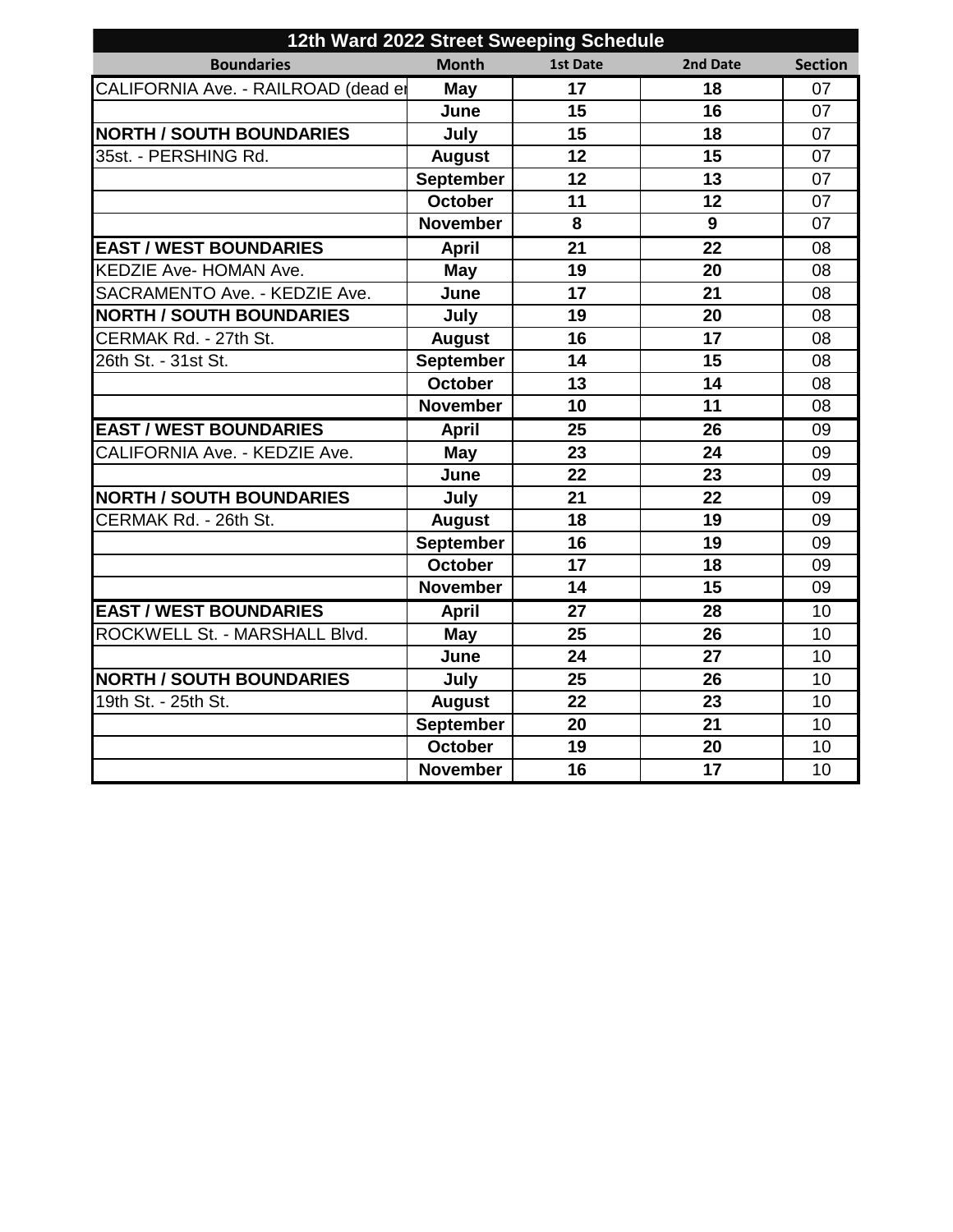| 12th Ward 2022 Street Sweeping Schedule | | | | |
|---|---|---|---|---|
| **Boundaries** | **Month** | **1st Date** | **2nd Date** | **Section** |
| CALIFORNIA Ave. - RAILROAD (dead er | **May** | **17** | **18** | 07 |
| | **June** | **15** | **16** | 07 |
| **NORTH / SOUTH BOUNDARIES** | **July** | **15** | **18** | 07 |
| 35st. - PERSHING Rd. | **August** | **12** | **15** | 07 |
| | **September** | **12** | **13** | 07 |
| | **October** | **11** | **12** | 07 |
| | **November** | **8** | **9** | 07 |
| **EAST / WEST BOUNDARIES** | **April** | **21** | **22** | 08 |
| KEDZIE Ave- HOMAN Ave. | **May** | **19** | **20** | 08 |
| SACRAMENTO Ave. - KEDZIE Ave. | **June** | **17** | **21** | 08 |
| **NORTH / SOUTH BOUNDARIES** | **July** | **19** | **20** | 08 |
| CERMAK Rd. - 27th St. | **August** | **16** | **17** | 08 |
| 26th St. - 31st St. | **September** | **14** | **15** | 08 |
| | **October** | **13** | **14** | 08 |
| | **November** | **10** | **11** | 08 |
| **EAST / WEST BOUNDARIES** | **April** | **25** | **26** | 09 |
| CALIFORNIA Ave. - KEDZIE Ave. | **May** | **23** | **24** | 09 |
| | **June** | **22** | **23** | 09 |
| **NORTH / SOUTH BOUNDARIES** | **July** | **21** | **22** | 09 |
| CERMAK Rd. - 26th St. | **August** | **18** | **19** | 09 |
| | **September** | **16** | **19** | 09 |
| | **October** | **17** | **18** | 09 |
| | **November** | **14** | **15** | 09 |
| **EAST / WEST BOUNDARIES** | **April** | **27** | **28** | 10 |
| ROCKWELL St. - MARSHALL Blvd. | **May** | **25** | **26** | 10 |
| | **June** | **24** | **27** | 10 |
| **NORTH / SOUTH BOUNDARIES** | **July** | **25** | **26** | 10 |
| 19th St. - 25th St. | **August** | **22** | **23** | 10 |
| | **September** | **20** | **21** | 10 |
| | **October** | **19** | **20** | 10 |
| | **November** | **16** | **17** | 10 |